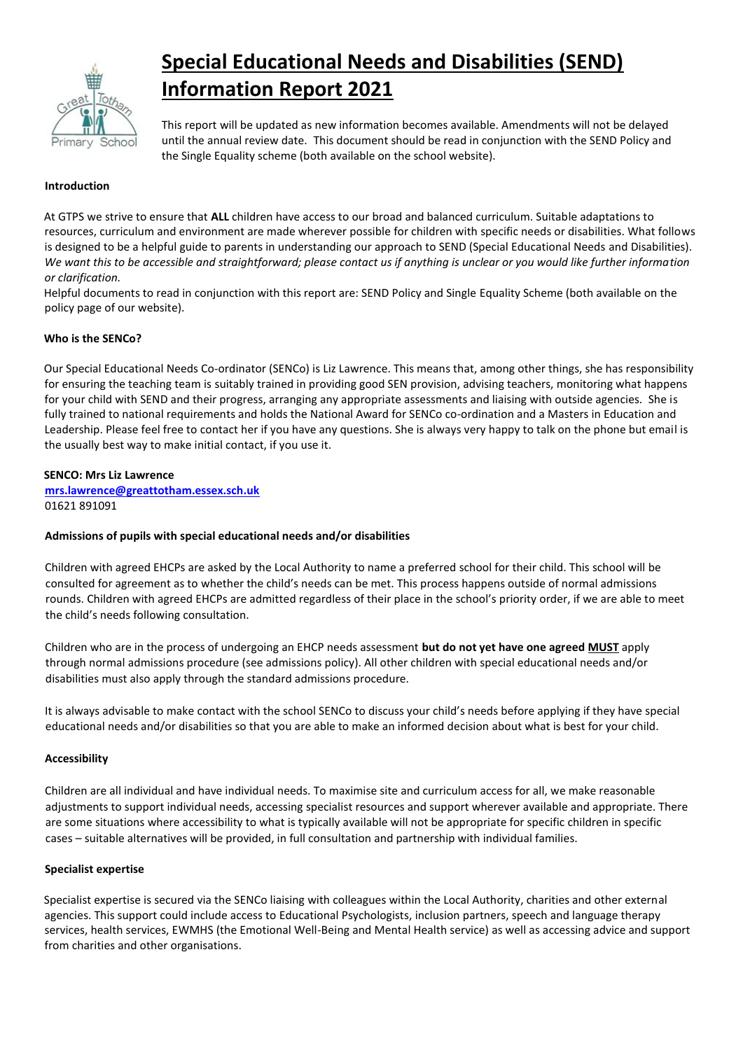# Special Educational Needs and Disabilities (SEND) Information Report 2021

This report will be updated as new information becomes available. Amendments will not be delayed until the annual review date. This document should be read in conjunction with the SEND Policy and the Single Equality scheme (both available on the school website).

**Introduction**

At GTPS we strive to ensure that **ALL** children have access to our broad and balanced curriculum. Suitable adaptations to resources, curriculum and environment are made wherever possible for children with specific needs or disabilities. What follows is designed to be a helpful guide to parents in understanding our approach to SEND (Special Educational Needs and Disabilities). *We want this to be accessible and straightforward; please contact us if anything is unclear or you would like further information or clarification.*

Helpful documents to read in conjunction with this report are: SEND Policy and Single Equality Scheme (both available on the policy page of our website).

**Who is the SENCo?**

Our Special Educational Needs Co-ordinator (SENCo) is Liz Lawrence. This means that, among other things, she has responsibility for ensuring the teaching team is suitably trained in providing good SEN provision, advising teachers, monitoring what happens for your child with SEND and their progress, arranging any appropriate assessments and liaising with outside agencies. She is fully trained to national requirements and holds the National Award for SENCo co-ordination and a Masters in Education and Leadership. Please feel free to contact her if you have any questions. She is always very happy to talk on the phone but email is the usually best way to make initial contact, if you use it.

**SENCO: Mrs Liz Lawrence**
**mrs.lawrence@greattotham.essex.sch.uk**
01621 891091

**Admissions of pupils with special educational needs and/or disabilities**

Children with agreed EHCPs are asked by the Local Authority to name a preferred school for their child. This school will be consulted for agreement as to whether the child's needs can be met. This process happens outside of normal admissions rounds. Children with agreed EHCPs are admitted regardless of their place in the school's priority order, if we are able to meet the child's needs following consultation.

Children who are in the process of undergoing an EHCP needs assessment **but do not yet have one agreed MUST** apply through normal admissions procedure (see admissions policy). All other children with special educational needs and/or disabilities must also apply through the standard admissions procedure.

It is always advisable to make contact with the school SENCo to discuss your child's needs before applying if they have special educational needs and/or disabilities so that you are able to make an informed decision about what is best for your child.

**Accessibility**

Children are all individual and have individual needs. To maximise site and curriculum access for all, we make reasonable adjustments to support individual needs, accessing specialist resources and support wherever available and appropriate. There are some situations where accessibility to what is typically available will not be appropriate for specific children in specific cases – suitable alternatives will be provided, in full consultation and partnership with individual families.

**Specialist expertise**

Specialist expertise is secured via the SENCo liaising with colleagues within the Local Authority, charities and other external agencies. This support could include access to Educational Psychologists, inclusion partners, speech and language therapy services, health services, EWMHS (the Emotional Well-Being and Mental Health service) as well as accessing advice and support from charities and other organisations.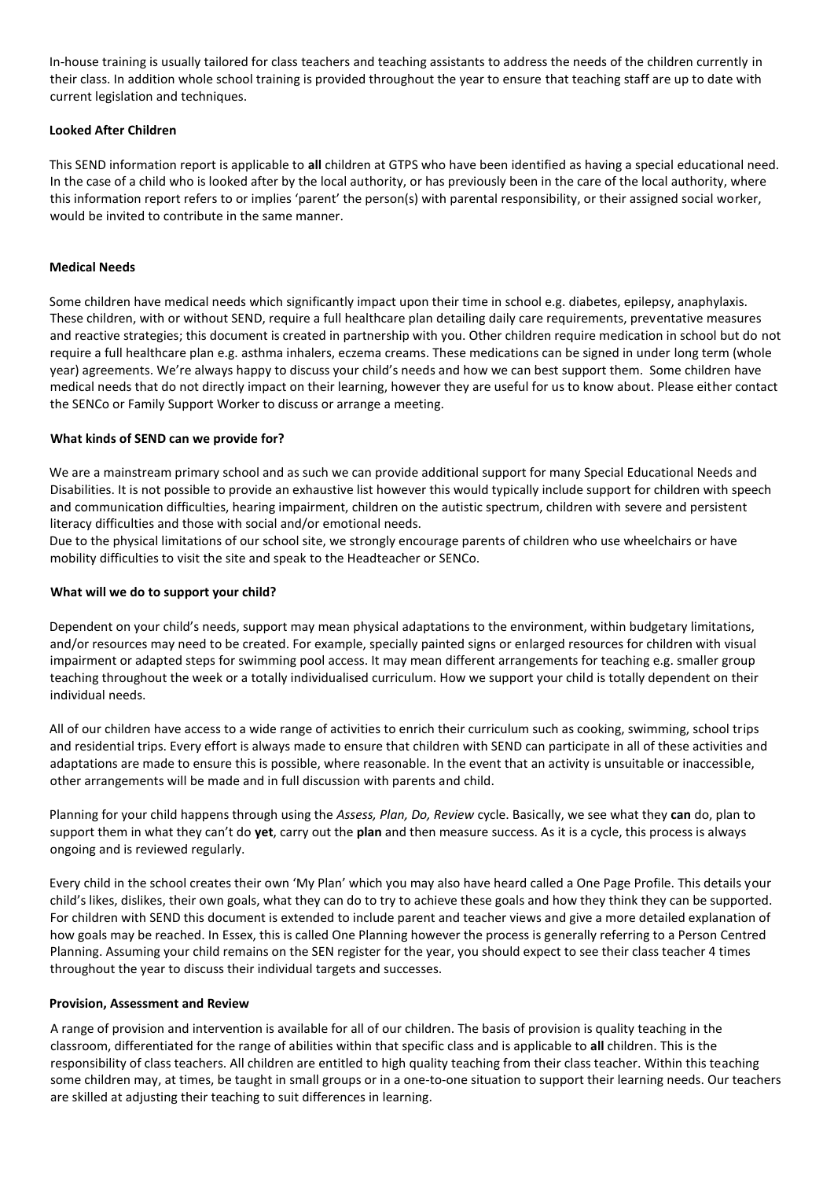In-house training is usually tailored for class teachers and teaching assistants to address the needs of the children currently in their class. In addition whole school training is provided throughout the year to ensure that teaching staff are up to date with current legislation and techniques.

### Looked After Children

This SEND information report is applicable to **all** children at GTPS who have been identified as having a special educational need. In the case of a child who is looked after by the local authority, or has previously been in the care of the local authority, where this information report refers to or implies 'parent' the person(s) with parental responsibility, or their assigned social worker, would be invited to contribute in the same manner.

### Medical Needs

Some children have medical needs which significantly impact upon their time in school e.g. diabetes, epilepsy, anaphylaxis. These children, with or without SEND, require a full healthcare plan detailing daily care requirements, preventative measures and reactive strategies; this document is created in partnership with you. Other children require medication in school but do not require a full healthcare plan e.g. asthma inhalers, eczema creams. These medications can be signed in under long term (whole year) agreements. We're always happy to discuss your child's needs and how we can best support them. Some children have medical needs that do not directly impact on their learning, however they are useful for us to know about. Please either contact the SENCo or Family Support Worker to discuss or arrange a meeting.

### What kinds of SEND can we provide for?

We are a mainstream primary school and as such we can provide additional support for many Special Educational Needs and Disabilities. It is not possible to provide an exhaustive list however this would typically include support for children with speech and communication difficulties, hearing impairment, children on the autistic spectrum, children with severe and persistent literacy difficulties and those with social and/or emotional needs.

Due to the physical limitations of our school site, we strongly encourage parents of children who use wheelchairs or have mobility difficulties to visit the site and speak to the Headteacher or SENCo.

### What will we do to support your child?

Dependent on your child's needs, support may mean physical adaptations to the environment, within budgetary limitations, and/or resources may need to be created. For example, specially painted signs or enlarged resources for children with visual impairment or adapted steps for swimming pool access. It may mean different arrangements for teaching e.g. smaller group teaching throughout the week or a totally individualised curriculum. How we support your child is totally dependent on their individual needs.

All of our children have access to a wide range of activities to enrich their curriculum such as cooking, swimming, school trips and residential trips. Every effort is always made to ensure that children with SEND can participate in all of these activities and adaptations are made to ensure this is possible, where reasonable. In the event that an activity is unsuitable or inaccessible, other arrangements will be made and in full discussion with parents and child.

Planning for your child happens through using the *Assess, Plan, Do, Review* cycle. Basically, we see what they **can** do, plan to support them in what they can't do **yet**, carry out the **plan** and then measure success. As it is a cycle, this process is always ongoing and is reviewed regularly.

Every child in the school creates their own 'My Plan' which you may also have heard called a One Page Profile. This details your child's likes, dislikes, their own goals, what they can do to try to achieve these goals and how they think they can be supported. For children with SEND this document is extended to include parent and teacher views and give a more detailed explanation of how goals may be reached. In Essex, this is called One Planning however the process is generally referring to a Person Centred Planning. Assuming your child remains on the SEN register for the year, you should expect to see their class teacher 4 times throughout the year to discuss their individual targets and successes.

### Provision, Assessment and Review

A range of provision and intervention is available for all of our children. The basis of provision is quality teaching in the classroom, differentiated for the range of abilities within that specific class and is applicable to **all** children. This is the responsibility of class teachers. All children are entitled to high quality teaching from their class teacher. Within this teaching some children may, at times, be taught in small groups or in a one-to-one situation to support their learning needs. Our teachers are skilled at adjusting their teaching to suit differences in learning.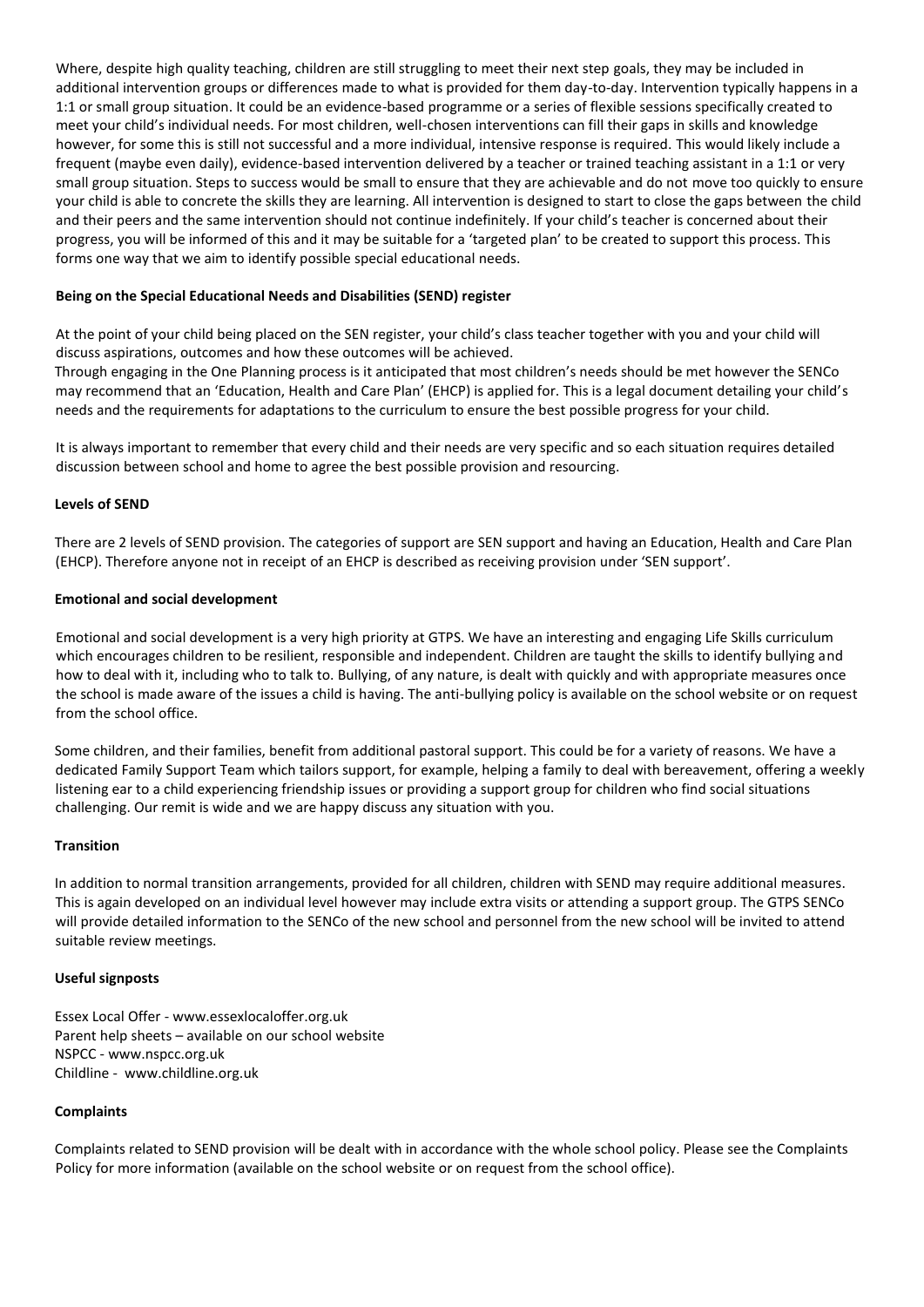Where, despite high quality teaching, children are still struggling to meet their next step goals, they may be included in additional intervention groups or differences made to what is provided for them day-to-day. Intervention typically happens in a 1:1 or small group situation. It could be an evidence-based programme or a series of flexible sessions specifically created to meet your child's individual needs. For most children, well-chosen interventions can fill their gaps in skills and knowledge however, for some this is still not successful and a more individual, intensive response is required. This would likely include a frequent (maybe even daily), evidence-based intervention delivered by a teacher or trained teaching assistant in a 1:1 or very small group situation. Steps to success would be small to ensure that they are achievable and do not move too quickly to ensure your child is able to concrete the skills they are learning. All intervention is designed to start to close the gaps between the child and their peers and the same intervention should not continue indefinitely. If your child's teacher is concerned about their progress, you will be informed of this and it may be suitable for a 'targeted plan' to be created to support this process. This forms one way that we aim to identify possible special educational needs.

**Being on the Special Educational Needs and Disabilities (SEND) register**

At the point of your child being placed on the SEN register, your child's class teacher together with you and your child will discuss aspirations, outcomes and how these outcomes will be achieved.
Through engaging in the One Planning process is it anticipated that most children's needs should be met however the SENCo may recommend that an 'Education, Health and Care Plan' (EHCP) is applied for. This is a legal document detailing your child's needs and the requirements for adaptations to the curriculum to ensure the best possible progress for your child.

It is always important to remember that every child and their needs are very specific and so each situation requires detailed discussion between school and home to agree the best possible provision and resourcing.

**Levels of SEND**

There are 2 levels of SEND provision. The categories of support are SEN support and having an Education, Health and Care Plan (EHCP). Therefore anyone not in receipt of an EHCP is described as receiving provision under 'SEN support'.

**Emotional and social development**

Emotional and social development is a very high priority at GTPS. We have an interesting and engaging Life Skills curriculum which encourages children to be resilient, responsible and independent. Children are taught the skills to identify bullying and how to deal with it, including who to talk to. Bullying, of any nature, is dealt with quickly and with appropriate measures once the school is made aware of the issues a child is having. The anti-bullying policy is available on the school website or on request from the school office.

Some children, and their families, benefit from additional pastoral support. This could be for a variety of reasons. We have a dedicated Family Support Team which tailors support, for example, helping a family to deal with bereavement, offering a weekly listening ear to a child experiencing friendship issues or providing a support group for children who find social situations challenging. Our remit is wide and we are happy discuss any situation with you.

**Transition**

In addition to normal transition arrangements, provided for all children, children with SEND may require additional measures. This is again developed on an individual level however may include extra visits or attending a support group. The GTPS SENCo will provide detailed information to the SENCo of the new school and personnel from the new school will be invited to attend suitable review meetings.

**Useful signposts**

Essex Local Offer - www.essexlocaloffer.org.uk
Parent help sheets – available on our school website
NSPCC - www.nspcc.org.uk
Childline - www.childline.org.uk

**Complaints**

Complaints related to SEND provision will be dealt with in accordance with the whole school policy. Please see the Complaints Policy for more information (available on the school website or on request from the school office).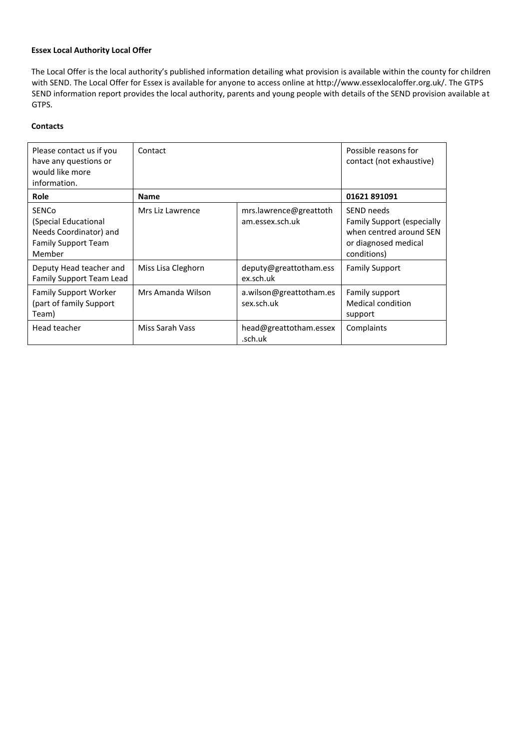**Essex Local Authority Local Offer**

The Local Offer is the local authority's published information detailing what provision is available within the county for children with SEND. The Local Offer for Essex is available for anyone to access online at http://www.essexlocaloffer.org.uk/. The GTPS SEND information report provides the local authority, parents and young people with details of the SEND provision available at GTPS.

**Contacts**

| Please contact us if you have any questions or would like more information. | Contact | | Possible reasons for contact (not exhaustive) |
|---|---|---|---|
| **Role** | **Name** | | **01621 891091** |
| SENCo (Special Educational Needs Coordinator) and Family Support Team Member | Mrs Liz Lawrence | mrs.lawrence@greattotham.essex.sch.uk | SEND needs Family Support (especially when centred around SEN or diagnosed medical conditions) |
| Deputy Head teacher and Family Support Team Lead | Miss Lisa Cleghorn | deputy@greattotham.essex.sch.uk | Family Support |
| Family Support Worker (part of family Support Team) | Mrs Amanda Wilson | a.wilson@greattotham.essex.sch.uk | Family support Medical condition support |
| Head teacher | Miss Sarah Vass | head@greattotham.essex.sch.uk | Complaints |